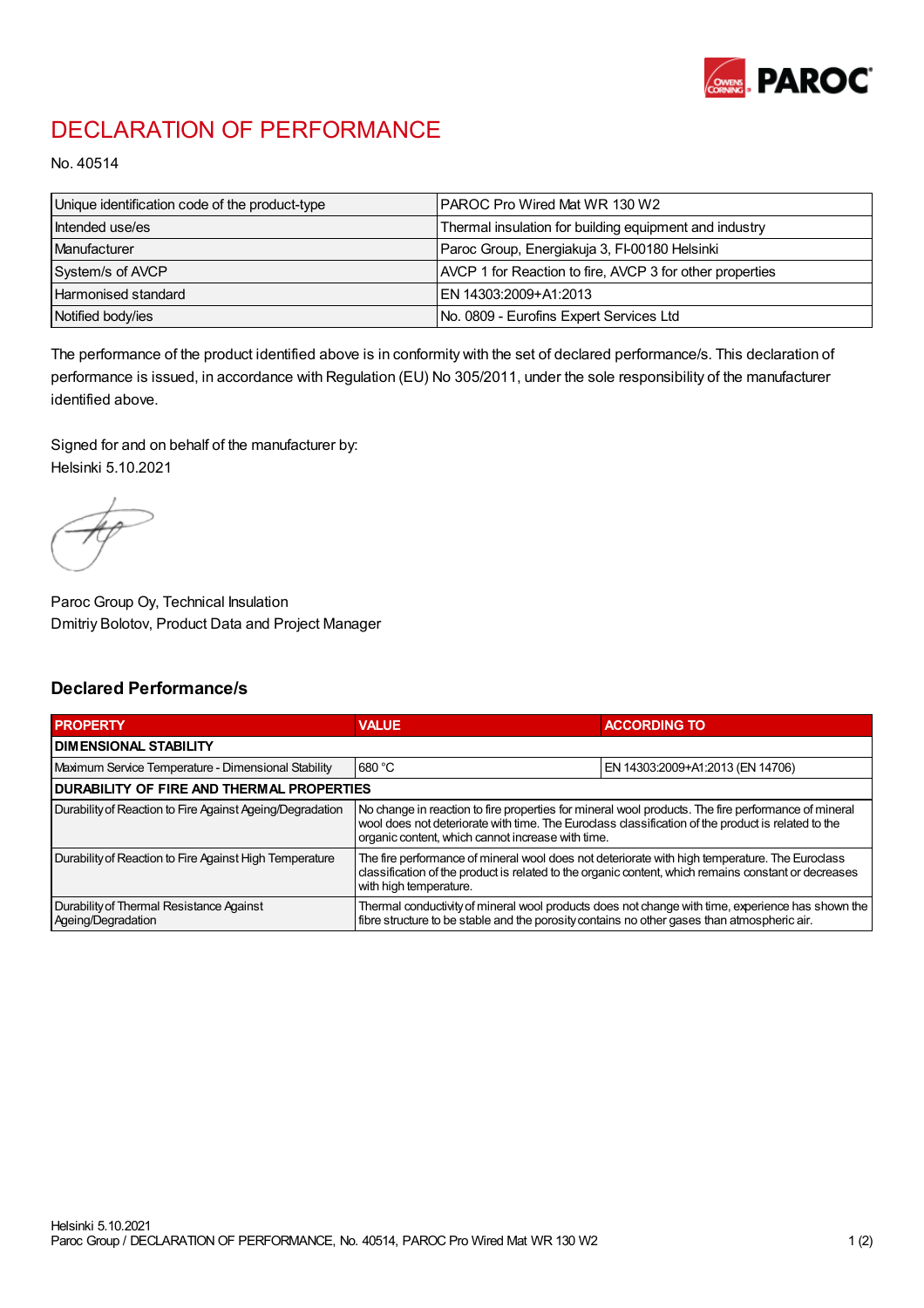# DECLARATION OF PERFORMANCE

No. 40514

| Unique identification code of the product-type | PAROC Pro Wired Mat WR 130 W2 |
|---|---|
| Intended use/es | Thermal insulation for building equipment and industry |
| Manufacturer | Paroc Group, Energiakuja 3, FI-00180 Helsinki |
| System/s of AVCP | AVCP 1 for Reaction to fire, AVCP 3 for other properties |
| Harmonised standard | EN 14303:2009+A1:2013 |
| Notified body/ies | No. 0809 - Eurofins Expert Services Ltd |

The performance of the product identified above is in conformity with the set of declared performance/s. This declaration of performance is issued, in accordance with Regulation (EU) No 305/2011, under the sole responsibility of the manufacturer identified above.

Signed for and on behalf of the manufacturer by:
Helsinki 5.10.2021

Paroc Group Oy, Technical Insulation
Dmitriy Bolotov, Product Data and Project Manager

## Declared Performance/s

| PROPERTY | VALUE | ACCORDING TO |
|---|---|---|
| **DIMENSIONAL STABILITY** | | |
| Maximum Service Temperature - Dimensional Stability | 680 °C | EN 14303:2009+A1:2013 (EN 14706) |
| **DURABILITY OF FIRE AND THERMAL PROPERTIES** | | |
| Durability of Reaction to Fire Against Ageing/Degradation | No change in reaction to fire properties for mineral wool products. The fire performance of mineral wool does not deteriorate with time. The Euroclass classification of the product is related to the organic content, which cannot increase with time. | |
| Durability of Reaction to Fire Against High Temperature | The fire performance of mineral wool does not deteriorate with high temperature. The Euroclass classification of the product is related to the organic content, which remains constant or decreases with high temperature. | |
| Durability of Thermal Resistance Against Ageing/Degradation | Thermal conductivity of mineral wool products does not change with time, experience has shown the fibre structure to be stable and the porosity contains no other gases than atmospheric air. | |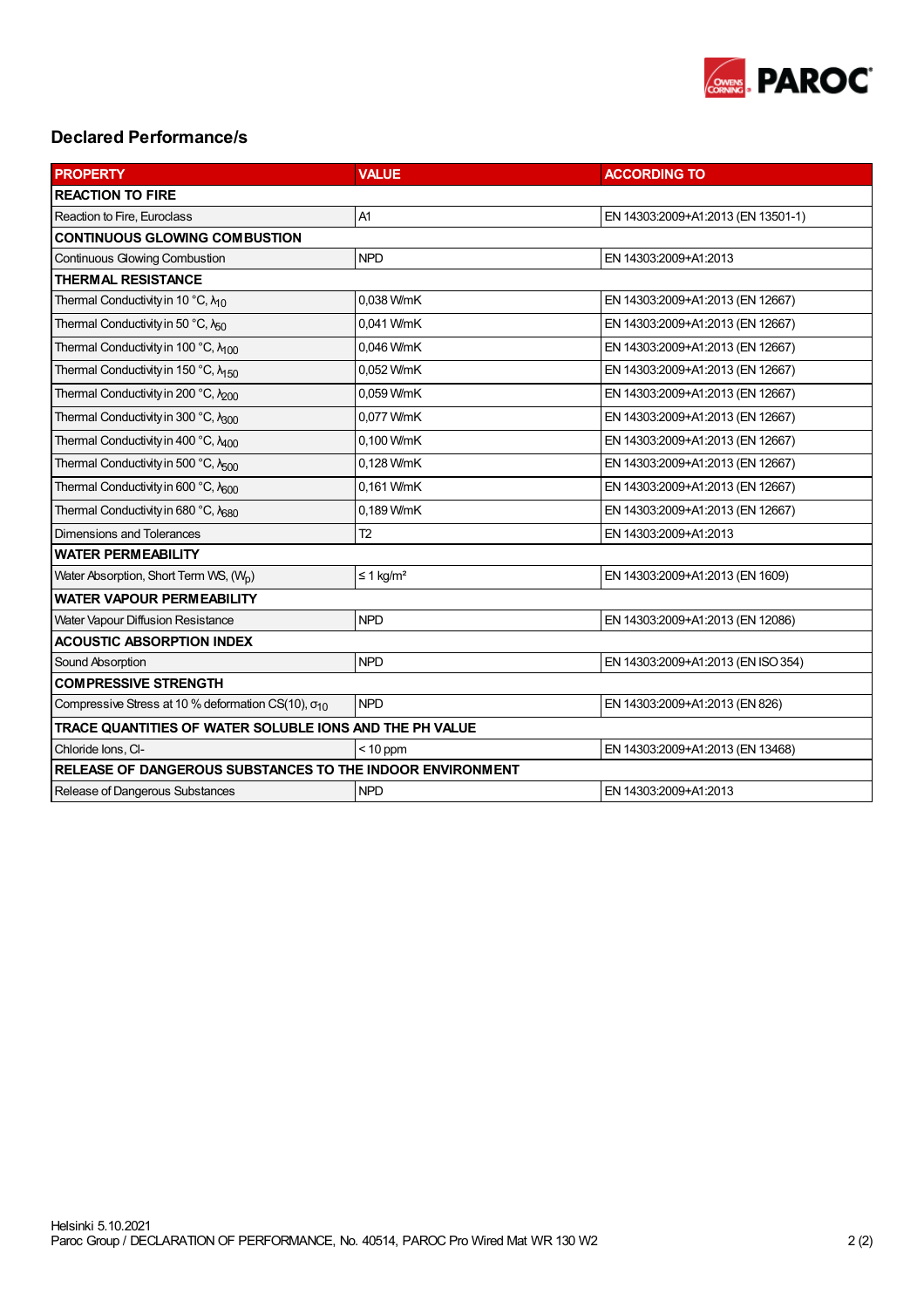## Declared Performance/s

| PROPERTY | VALUE | ACCORDING TO |
|---|---|---|
| **REACTION TO FIRE** | | |
| Reaction to Fire, Euroclass | A1 | EN 14303:2009+A1:2013 (EN 13501-1) |
| **CONTINUOUS GLOWING COMBUSTION** | | |
| Continuous Glowing Combustion | NPD | EN 14303:2009+A1:2013 |
| **THERMAL RESISTANCE** | | |
| Thermal Conductivity in 10 °C, $\lambda_{10}$ | 0,038 W/mK | EN 14303:2009+A1:2013 (EN 12667) |
| Thermal Conductivity in 50 °C, $\lambda_{50}$ | 0,041 W/mK | EN 14303:2009+A1:2013 (EN 12667) |
| Thermal Conductivity in 100 °C, $\lambda_{100}$ | 0,046 W/mK | EN 14303:2009+A1:2013 (EN 12667) |
| Thermal Conductivity in 150 °C, $\lambda_{150}$ | 0,052 W/mK | EN 14303:2009+A1:2013 (EN 12667) |
| Thermal Conductivity in 200 °C, $\lambda_{200}$ | 0,059 W/mK | EN 14303:2009+A1:2013 (EN 12667) |
| Thermal Conductivity in 300 °C, $\lambda_{300}$ | 0,077 W/mK | EN 14303:2009+A1:2013 (EN 12667) |
| Thermal Conductivity in 400 °C, $\lambda_{400}$ | 0,100 W/mK | EN 14303:2009+A1:2013 (EN 12667) |
| Thermal Conductivity in 500 °C, $\lambda_{500}$ | 0,128 W/mK | EN 14303:2009+A1:2013 (EN 12667) |
| Thermal Conductivity in 600 °C, $\lambda_{600}$ | 0,161 W/mK | EN 14303:2009+A1:2013 (EN 12667) |
| Thermal Conductivity in 680 °C, $\lambda_{680}$ | 0,189 W/mK | EN 14303:2009+A1:2013 (EN 12667) |
| Dimensions and Tolerances | T2 | EN 14303:2009+A1:2013 |
| **WATER PERMEABILITY** | | |
| Water Absorption, Short Term WS, ($W_p$) | ≤ 1 kg/m² | EN 14303:2009+A1:2013 (EN 1609) |
| **WATER VAPOUR PERMEABILITY** | | |
| Water Vapour Diffusion Resistance | NPD | EN 14303:2009+A1:2013 (EN 12086) |
| **ACOUSTIC ABSORPTION INDEX** | | |
| Sound Absorption | NPD | EN 14303:2009+A1:2013 (EN ISO 354) |
| **COMPRESSIVE STRENGTH** | | |
| Compressive Stress at 10 % deformation CS(10), $\sigma_{10}$ | NPD | EN 14303:2009+A1:2013 (EN 826) |
| **TRACE QUANTITIES OF WATER SOLUBLE IONS AND THE PH VALUE** | | |
| Chloride Ions, Cl- | < 10 ppm | EN 14303:2009+A1:2013 (EN 13468) |
| **RELEASE OF DANGEROUS SUBSTANCES TO THE INDOOR ENVIRONMENT** | | |
| Release of Dangerous Substances | NPD | EN 14303:2009+A1:2013 |

Helsinki 5.10.2021
Paroc Group / DECLARATION OF PERFORMANCE, No. 40514, PAROC Pro Wired Mat WR 130 W2